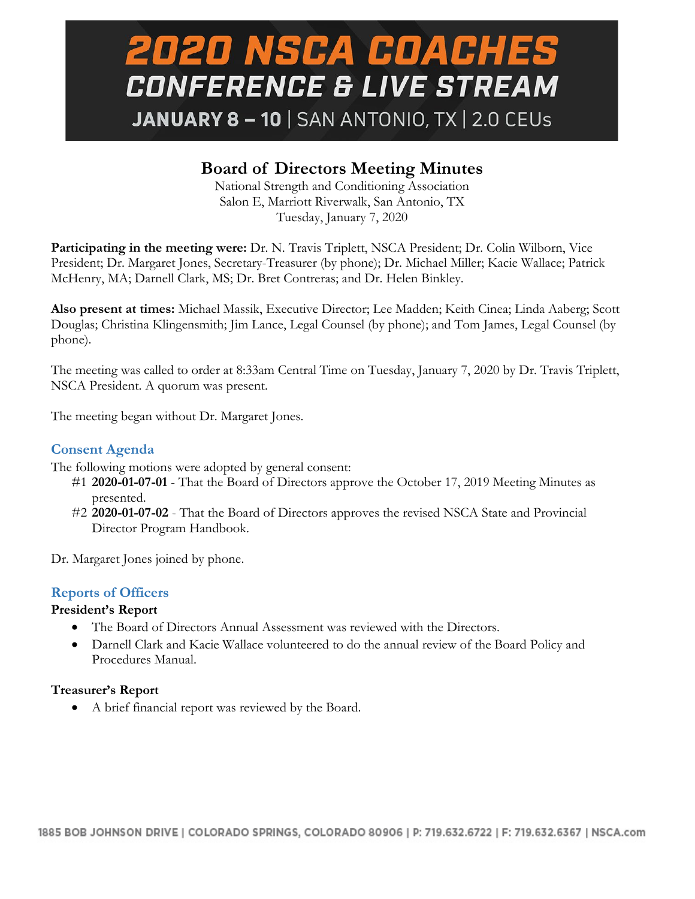# 2020 NSCA COACHES CONFERENCE & LIVE STREAM

**JANUARY 8 – 10 | SAN ANTONIO, TX | 2.0 CEUs**

## Board of Directors Meeting Minutes

National Strength and Conditioning Association
Salon E, Marriott Riverwalk, San Antonio, TX
Tuesday, January 7, 2020

**Participating in the meeting were:** Dr. N. Travis Triplett, NSCA President; Dr. Colin Wilborn, Vice President; Dr. Margaret Jones, Secretary-Treasurer (by phone); Dr. Michael Miller; Kacie Wallace; Patrick McHenry, MA; Darnell Clark, MS; Dr. Bret Contreras; and Dr. Helen Binkley.

**Also present at times:** Michael Massik, Executive Director; Lee Madden; Keith Cinea; Linda Aaberg; Scott Douglas; Christina Klingensmith; Jim Lance, Legal Counsel (by phone); and Tom James, Legal Counsel (by phone).

The meeting was called to order at 8:33am Central Time on Tuesday, January 7, 2020 by Dr. Travis Triplett, NSCA President. A quorum was present.

The meeting began without Dr. Margaret Jones.

### Consent Agenda

The following motions were adopted by general consent:

#1 **2020-01-07-01** - That the Board of Directors approve the October 17, 2019 Meeting Minutes as presented.

#2 **2020-01-07-02** - That the Board of Directors approves the revised NSCA State and Provincial Director Program Handbook.

Dr. Margaret Jones joined by phone.

### Reports of Officers

**President's Report**

- The Board of Directors Annual Assessment was reviewed with the Directors.
- Darnell Clark and Kacie Wallace volunteered to do the annual review of the Board Policy and Procedures Manual.

**Treasurer's Report**

- A brief financial report was reviewed by the Board.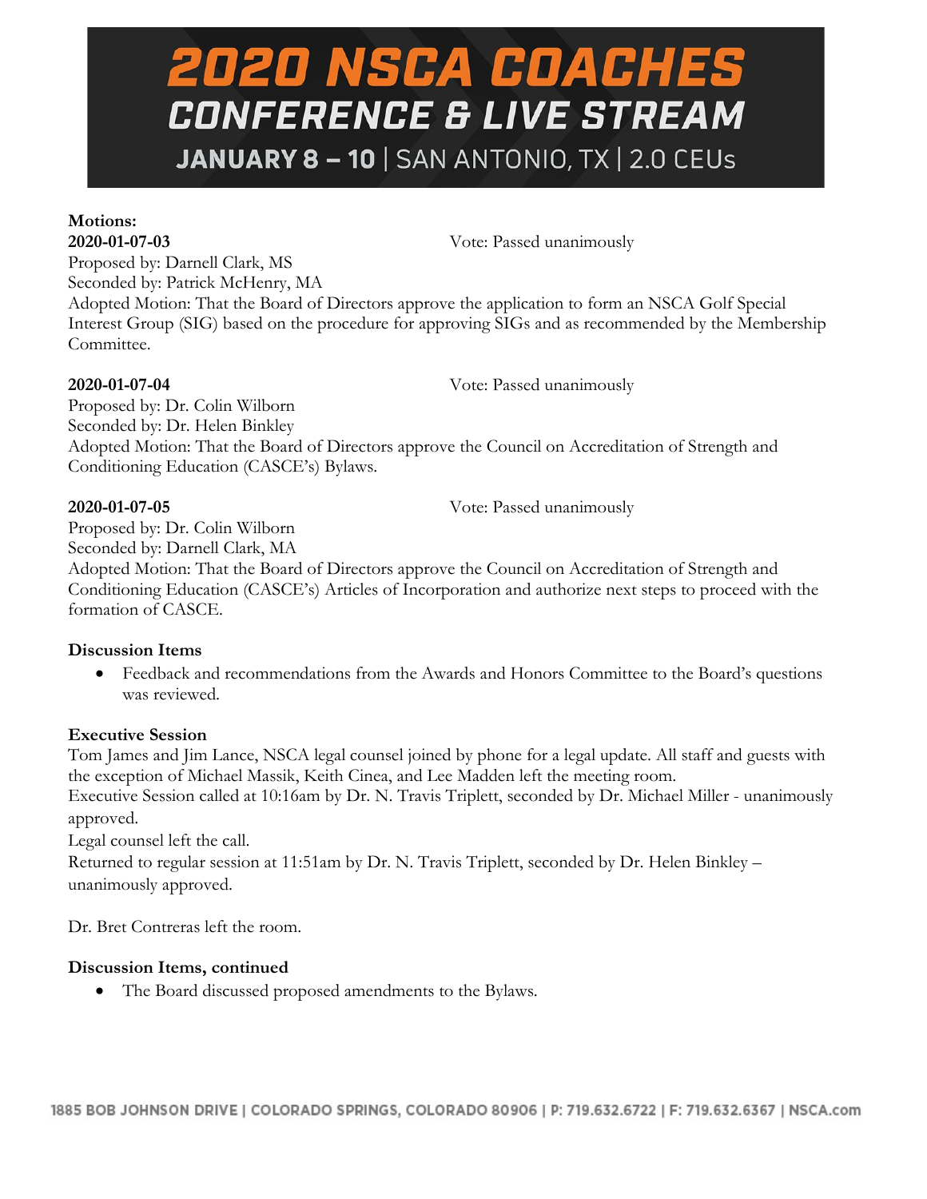**Motions:**

**2020-01-07-03** Vote: Passed unanimously

Proposed by: Darnell Clark, MS
Seconded by: Patrick McHenry, MA
Adopted Motion: That the Board of Directors approve the application to form an NSCA Golf Special Interest Group (SIG) based on the procedure for approving SIGs and as recommended by the Membership Committee.

**2020-01-07-04** Vote: Passed unanimously

Proposed by: Dr. Colin Wilborn
Seconded by: Dr. Helen Binkley
Adopted Motion: That the Board of Directors approve the Council on Accreditation of Strength and Conditioning Education (CASCE's) Bylaws.

**2020-01-07-05** Vote: Passed unanimously

Proposed by: Dr. Colin Wilborn
Seconded by: Darnell Clark, MA
Adopted Motion: That the Board of Directors approve the Council on Accreditation of Strength and Conditioning Education (CASCE's) Articles of Incorporation and authorize next steps to proceed with the formation of CASCE.

**Discussion Items**

- Feedback and recommendations from the Awards and Honors Committee to the Board's questions was reviewed.

**Executive Session**

Tom James and Jim Lance, NSCA legal counsel joined by phone for a legal update. All staff and guests with the exception of Michael Massik, Keith Cinea, and Lee Madden left the meeting room.
Executive Session called at 10:16am by Dr. N. Travis Triplett, seconded by Dr. Michael Miller - unanimously approved.
Legal counsel left the call.
Returned to regular session at 11:51am by Dr. N. Travis Triplett, seconded by Dr. Helen Binkley – unanimously approved.

Dr. Bret Contreras left the room.

**Discussion Items, continued**

- The Board discussed proposed amendments to the Bylaws.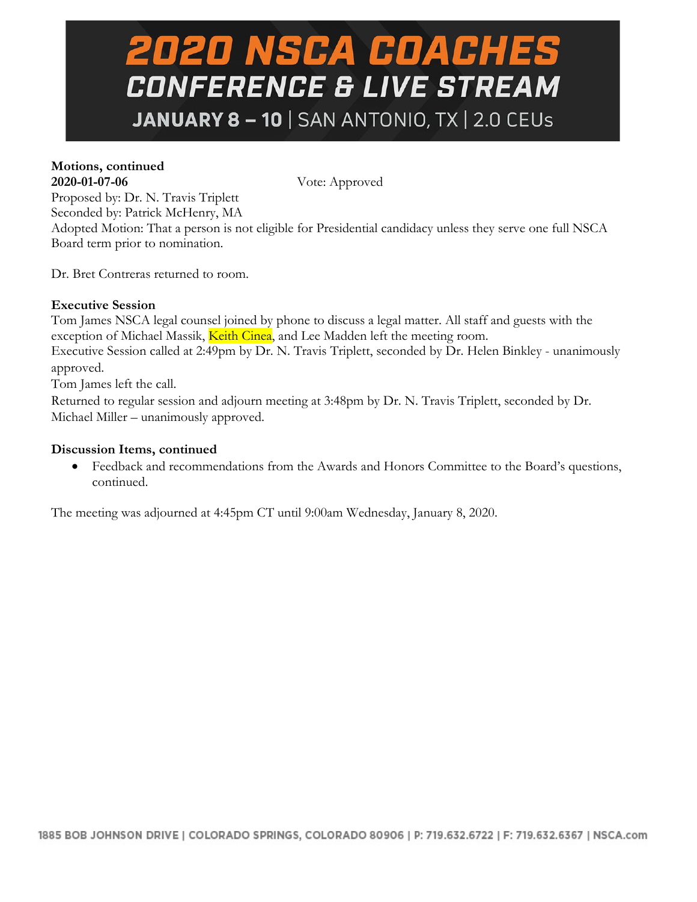**Motions, continued**

**2020-01-07-06** Vote: Approved

Proposed by: Dr. N. Travis Triplett
Seconded by: Patrick McHenry, MA
Adopted Motion: That a person is not eligible for Presidential candidacy unless they serve one full NSCA Board term prior to nomination.

Dr. Bret Contreras returned to room.

**Executive Session**

Tom James NSCA legal counsel joined by phone to discuss a legal matter. All staff and guests with the exception of Michael Massik, Keith Cinea, and Lee Madden left the meeting room.
Executive Session called at 2:49pm by Dr. N. Travis Triplett, seconded by Dr. Helen Binkley - unanimously approved.
Tom James left the call.
Returned to regular session and adjourn meeting at 3:48pm by Dr. N. Travis Triplett, seconded by Dr. Michael Miller – unanimously approved.

**Discussion Items, continued**

- Feedback and recommendations from the Awards and Honors Committee to the Board's questions, continued.

The meeting was adjourned at 4:45pm CT until 9:00am Wednesday, January 8, 2020.